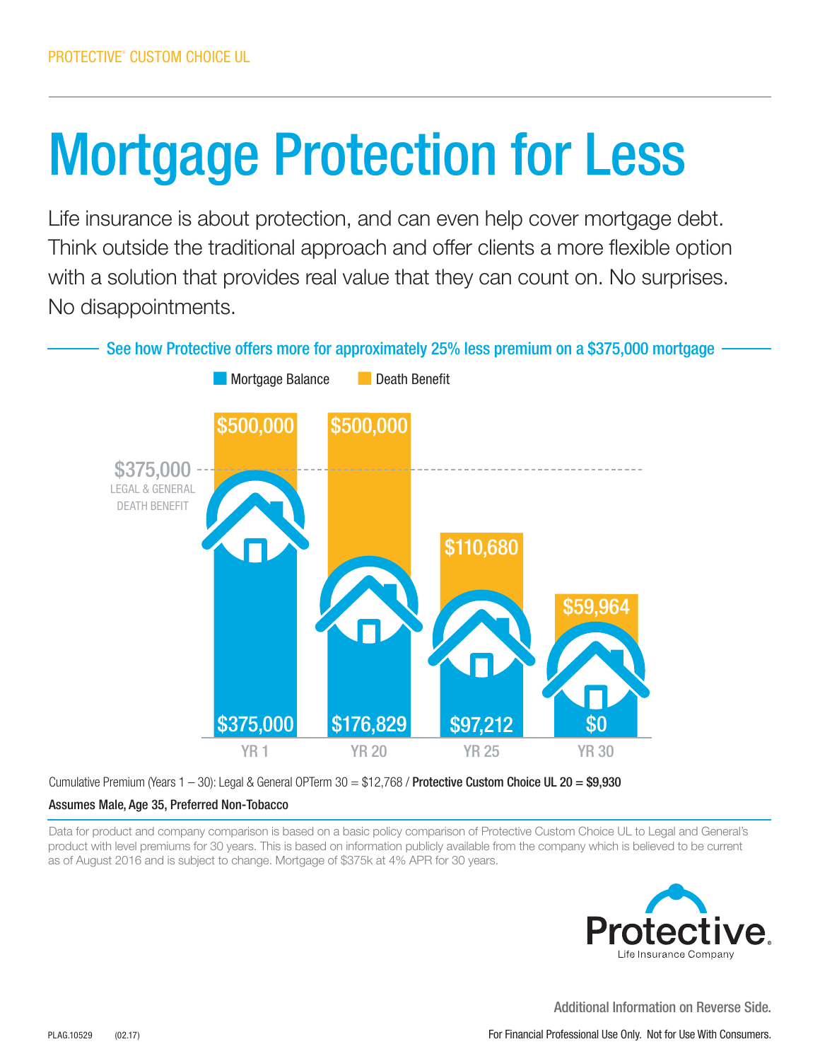PROTECTIVE® CUSTOM CHOICE UL

# Mortgage Protection for Less

Life insurance is about protection, and can even help cover mortgage debt. Think outside the traditional approach and offer clients a more flexible option with a solution that provides real value that they can count on. No surprises. No disappointments.

## See how Protective offers more for approximately 25% less premium on a $375,000 mortgage

| | YR 1 | YR 20 | YR 25 | YR 30 |
|---|---|---|---|---|
| Mortgage Balance | $375,000 | $176,829 | $97,212 | $0 |
| Death Benefit | $500,000 | $500,000 | $110,680 | $59,964 |

$375,000 LEGAL & GENERAL DEATH BENEFIT

Cumulative Premium (Years 1 – 30): Legal & General OPTerm 30 = $12,768 / **Protective Custom Choice UL 20 = $9,930**

**Assumes Male, Age 35, Preferred Non-Tobacco**

Data for product and company comparison is based on a basic policy comparison of Protective Custom Choice UL to Legal and General's product with level premiums for 30 years. This is based on information publicly available from the company which is believed to be current as of August 2016 and is subject to change. Mortgage of $375k at 4% APR for 30 years.

Protective. Life Insurance Company

Additional Information on Reverse Side.

PLAG.10529 (02.17)

For Financial Professional Use Only. Not for Use With Consumers.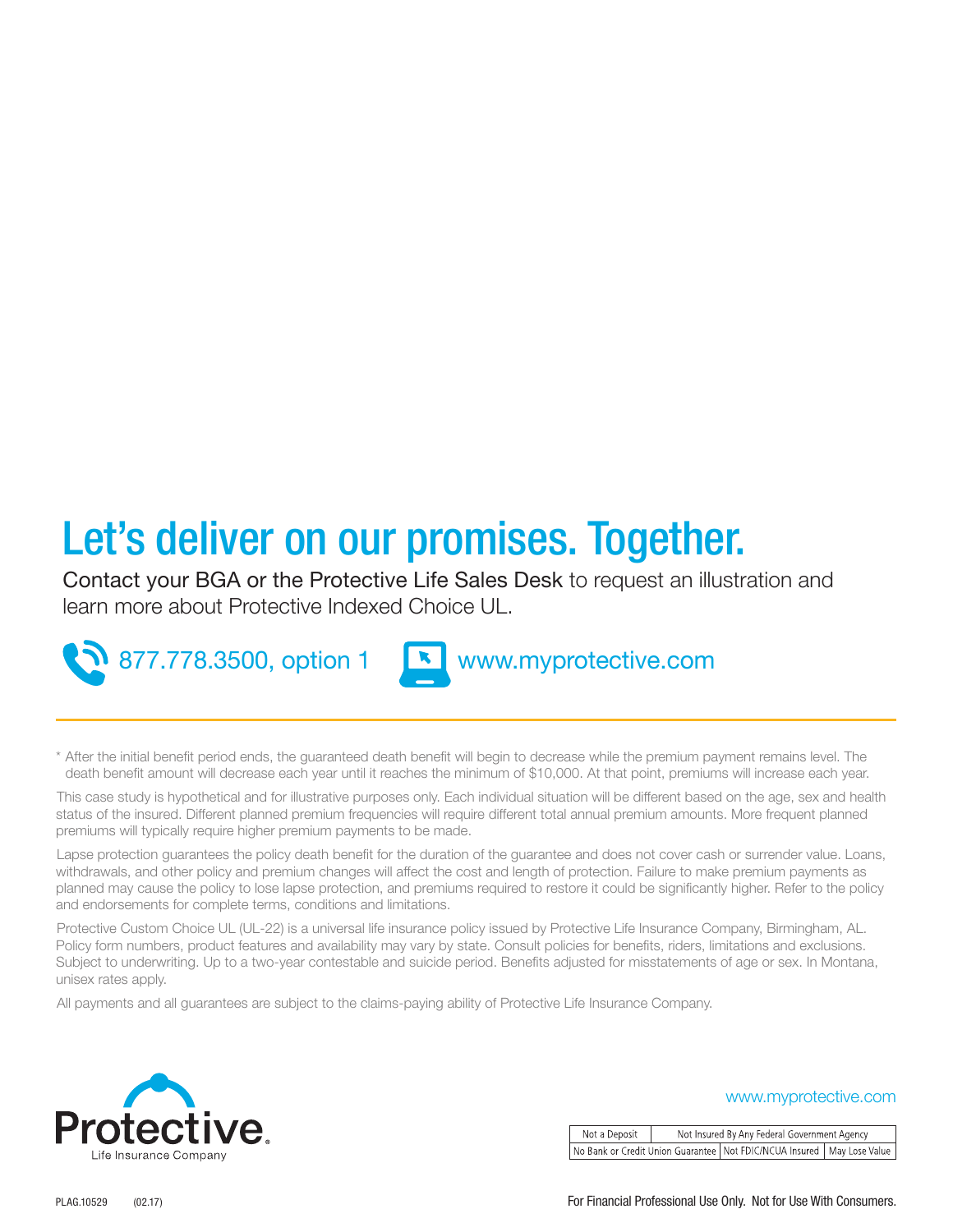# Let's deliver on our promises. Together.

Contact your BGA or the Protective Life Sales Desk to request an illustration and learn more about Protective Indexed Choice UL.

877.778.3500, option 1    www.myprotective.com

* After the initial benefit period ends, the guaranteed death benefit will begin to decrease while the premium payment remains level. The death benefit amount will decrease each year until it reaches the minimum of $10,000. At that point, premiums will increase each year.

This case study is hypothetical and for illustrative purposes only. Each individual situation will be different based on the age, sex and health status of the insured. Different planned premium frequencies will require different total annual premium amounts. More frequent planned premiums will typically require higher premium payments to be made.

Lapse protection guarantees the policy death benefit for the duration of the guarantee and does not cover cash or surrender value. Loans, withdrawals, and other policy and premium changes will affect the cost and length of protection. Failure to make premium payments as planned may cause the policy to lose lapse protection, and premiums required to restore it could be significantly higher. Refer to the policy and endorsements for complete terms, conditions and limitations.

Protective Custom Choice UL (UL-22) is a universal life insurance policy issued by Protective Life Insurance Company, Birmingham, AL. Policy form numbers, product features and availability may vary by state. Consult policies for benefits, riders, limitations and exclusions. Subject to underwriting. Up to a two-year contestable and suicide period. Benefits adjusted for misstatements of age or sex. In Montana, unisex rates apply.

All payments and all guarantees are subject to the claims-paying ability of Protective Life Insurance Company.

Protective. Life Insurance Company

www.myprotective.com

| | | |
|---|---|---|
| Not a Deposit | Not Insured By Any Federal Government Agency | |
| No Bank or Credit Union Guarantee | Not FDIC/NCUA Insured | May Lose Value |

PLAG.10529 (02.17)

For Financial Professional Use Only. Not for Use With Consumers.